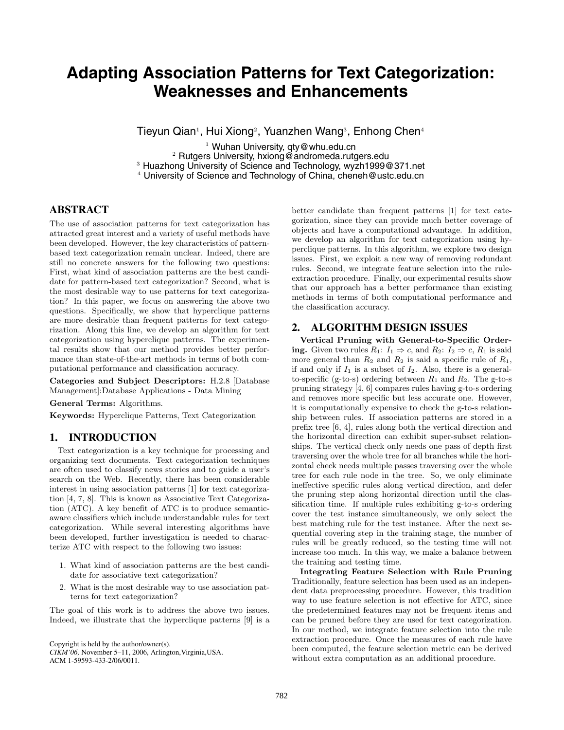# Adapting Association Patterns for Text Categorization: Weaknesses and Enhancements

Tieyun Qian[1], Hui Xiong[2], Yuanzhen Wang[3], Enhong Chen[4]

[1] Wuhan University, qty@whu.edu.cn
[2] Rutgers University, hxiong@andromeda.rutgers.edu
[3] Huazhong University of Science and Technology, wyzh1999@371.net
[4] University of Science and Technology of China, cheneh@ustc.edu.cn

## ABSTRACT

The use of association patterns for text categorization has attracted great interest and a variety of useful methods have been developed. However, the key characteristics of pattern-based text categorization remain unclear. Indeed, there are still no concrete answers for the following two questions: First, what kind of association patterns are the best candidate for pattern-based text categorization? Second, what is the most desirable way to use patterns for text categorization? In this paper, we focus on answering the above two questions. Specifically, we show that hyperclique patterns are more desirable than frequent patterns for text categorization. Along this line, we develop an algorithm for text categorization using hyperclique patterns. The experimental results show that our method provides better performance than state-of-the-art methods in terms of both computational performance and classification accuracy.

**Categories and Subject Descriptors:** H.2.8 [Database Management]:Database Applications - Data Mining

**General Terms:** Algorithms.

**Keywords:** Hyperclique Patterns, Text Categorization

## 1. INTRODUCTION

Text categorization is a key technique for processing and organizing text documents. Text categorization techniques are often used to classify news stories and to guide a user's search on the Web. Recently, there has been considerable interest in using association patterns [1] for text categorization [4, 7, 8]. This is known as Associative Text Categorization (ATC). A key benefit of ATC is to produce semantic-aware classifiers which include understandable rules for text categorization. While several interesting algorithms have been developed, further investigation is needed to characterize ATC with respect to the following two issues:

1. What kind of association patterns are the best candidate for associative text categorization?
2. What is the most desirable way to use association patterns for text categorization?

The goal of this work is to address the above two issues. Indeed, we illustrate that the hyperclique patterns [9] is a better candidate than frequent patterns [1] for text categorization, since they can provide much better coverage of objects and have a computational advantage. In addition, we develop an algorithm for text categorization using hyperclique patterns. In this algorithm, we explore two design issues. First, we exploit a new way of removing redundant rules. Second, we integrate feature selection into the rule-extraction procedure. Finally, our experimental results show that our approach has a better performance than existing methods in terms of both computational performance and the classification accuracy.

Copyright is held by the author/owner(s).
*CIKM'06*, November 5–11, 2006, Arlington,Virginia,USA.
ACM 1-59593-433-2/06/0011.

## 2. ALGORITHM DESIGN ISSUES

**Vertical Pruning with General-to-Specific Ordering.** Given two rules $R_1$: $I_1 \Rightarrow c$, and $R_2$: $I_2 \Rightarrow c$, $R_1$ is said more general than $R_2$ and $R_2$ is said a specific rule of $R_1$, if and only if $I_1$ is a subset of $I_2$. Also, there is a general-to-specific (g-to-s) ordering between $R_1$ and $R_2$. The g-to-s pruning strategy [4, 6] compares rules having g-to-s ordering and removes more specific but less accurate one. However, it is computationally expensive to check the g-to-s relationship between rules. If association patterns are stored in a prefix tree [6, 4], rules along both the vertical direction and the horizontal direction can exhibit super-subset relationships. The vertical check only needs one pass of depth first traversing over the whole tree for all branches while the horizontal check needs multiple passes traversing over the whole tree for each rule node in the tree. So, we only eliminate ineffective specific rules along vertical direction, and defer the pruning step along horizontal direction until the classification time. If multiple rules exhibiting g-to-s ordering cover the test instance simultaneously, we only select the best matching rule for the test instance. After the next sequential covering step in the training stage, the number of rules will be greatly reduced, so the testing time will not increase too much. In this way, we make a balance between the training and testing time.

**Integrating Feature Selection with Rule Pruning** Traditionally, feature selection has been used as an independent data preprocessing procedure. However, this tradition way to use feature selection is not effective for ATC, since the predetermined features may not be frequent items and can be pruned before they are used for text categorization. In our method, we integrate feature selection into the rule extraction procedure. Once the measures of each rule have been computed, the feature selection metric can be derived without extra computation as an additional procedure.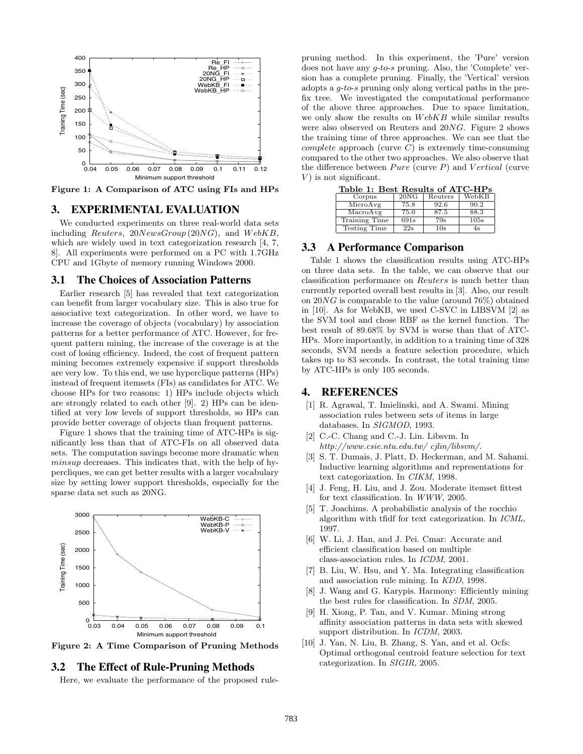400
350
300
250
200
150
100
50
0
Training Time (sec)
0.04 0.05 0.06 0.07 0.08 0.09 0.1 0.11 0.12
Minimum support threshold
Re_FI
Re_HP
20NG_FI
20NG_HP
WebKB_FI
WebKB_HP

**Figure 1: A Comparison of ATC using FIs and HPs**

## 3. EXPERIMENTAL EVALUATION

We conducted experiments on three real-world data sets including *Reuters*, *20NewsGroup* (*20NG*), and *WebKB*, which are widely used in text categorization research [4, 7, 8]. All experiments were performed on a PC with 1.7GHz CPU and 1Gbyte of memory running Windows 2000.

### 3.1 The Choices of Association Patterns

Earlier research [5] has revealed that text categorization can benefit from larger vocabulary size. This is also true for associative text categorization. In other word, we have to increase the coverage of objects (vocabulary) by association patterns for a better performance of ATC. However, for frequent pattern mining, the increase of the coverage is at the cost of losing efficiency. Indeed, the cost of frequent pattern mining becomes extremely expensive if support thresholds are very low. To this end, we use hyperclique patterns (HPs) instead of frequent itemsets (FIs) as candidates for ATC. We choose HPs for two reasons: 1) HPs include objects which are strongly related to each other [9]. 2) HPs can be identified at very low levels of support thresholds, so HPs can provide better coverage of objects than frequent patterns.

Figure 1 shows that the training time of ATC-HPs is significantly less than that of ATC-FIs on all observed data sets. The computation savings become more dramatic when *minsup* decreases. This indicates that, with the help of hypercliques, we can get better results with a larger vocabulary size by setting lower support thresholds, especially for the sparse data set such as 20NG.

3000
2500
2000
1500
1000
500
0
Training Time (sec)
0.03 0.04 0.05 0.06 0.07 0.08 0.09 0.1
Minimum support threshold
WebKB-C
WebKB-P
WebKB-V

**Figure 2: A Time Comparison of Pruning Methods**

### 3.2 The Effect of Rule-Pruning Methods

Here, we evaluate the performance of the proposed rule-pruning method. In this experiment, the 'Pure' version does not have any *g-to-s* pruning. Also, the 'Complete' version has a complete pruning. Finally, the 'Vertical' version adopts a *g-to-s* pruning only along vertical paths in the prefix tree. We investigated the computational performance of the above three approaches. Due to space limitation, we only show the results on $WebKB$ while similar results were also observed on Reuters and $20NG$. Figure 2 shows the training time of three approaches. We can see that the *complete* approach (curve $C$) is extremely time-consuming compared to the other two approaches. We also observe that the difference between $Pure$ (curve $P$) and $Vertical$ (curve $V$) is not significant.

**Table 1: Best Results of ATC-HPs**

| Corpus | 20NG | Reuters | WebKB |
|---|---|---|---|
| MicroAvg | 75.8 | 92.6 | 90.2 |
| MacroAvg | 75.0 | 87.5 | 88.3 |
| Training Time | 691s | 79s | 105s |
| Testing Time | 22s | 10s | 4s |

### 3.3 A Performance Comparison

Table 1 shows the classification results using ATC-HPs on three data sets. In the table, we can observe that our classification performance on *Reuters* is much better than currently reported overall best results in [3]. Also, our result on $20NG$ is comparable to the value (around 76%) obtained in [10]. As for WebKB, we used C-SVC in LIBSVM [2] as the SVM tool and chose RBF as the kernel function. The best result of 89.68% by SVM is worse than that of ATC-HPs. More importantly, in addition to a training time of 328 seconds, SVM needs a feature selection procedure, which takes up to 83 seconds. In contrast, the total training time by ATC-HPs is only 105 seconds.

## 4. REFERENCES

[1] R. Agrawal, T. Imielinski, and A. Swami. Mining association rules between sets of items in large databases. In *SIGMOD*, 1993.

[2] C.-C. Chang and C.-J. Lin. Libsvm. In *http://www.csie.ntu.edu.tw/ cjlin/libsvm/*.

[3] S. T. Dumais, J. Platt, D. Heckerman, and M. Sahami. Inductive learning algorithms and representations for text categorization. In *CIKM*, 1998.

[4] J. Feng, H. Liu, and J. Zou. Moderate itemset fittest for text classification. In *WWW*, 2005.

[5] T. Joachims. A probabilistic analysis of the rocchio algorithm with tfidf for text categorization. In *ICML*, 1997.

[6] W. Li, J. Han, and J. Pei. Cmar: Accurate and efficient classification based on multiple class-association rules. In *ICDM*, 2001.

[7] B. Liu, W. Hsu, and Y. Ma. Integrating classification and association rule mining. In *KDD*, 1998.

[8] J. Wang and G. Karypis. Harmony: Efficiently mining the best rules for classification. In *SDM*, 2005.

[9] H. Xiong, P. Tan, and V. Kumar. Mining strong affinity association patterns in data sets with skewed support distribution. In *ICDM*, 2003.

[10] J. Yan, N. Liu, B. Zhang, S. Yan, and et al. Ocfs: Optimal orthogonal centroid feature selection for text categorization. In *SIGIR*, 2005.